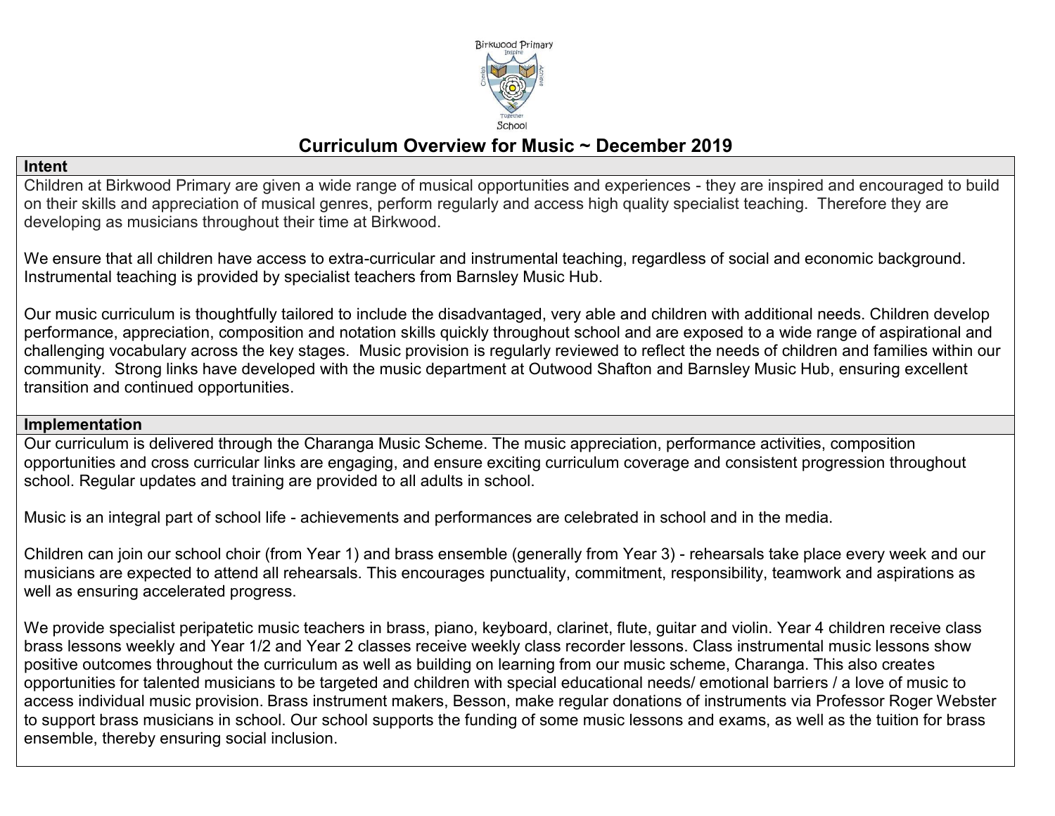Birkwood Primary School

# Curriculum Overview for Music ~ December 2019

## Intent

Children at Birkwood Primary are given a wide range of musical opportunities and experiences - they are inspired and encouraged to build on their skills and appreciation of musical genres, perform regularly and access high quality specialist teaching. Therefore they are developing as musicians throughout their time at Birkwood.

We ensure that all children have access to extra-curricular and instrumental teaching, regardless of social and economic background. Instrumental teaching is provided by specialist teachers from Barnsley Music Hub.

Our music curriculum is thoughtfully tailored to include the disadvantaged, very able and children with additional needs. Children develop performance, appreciation, composition and notation skills quickly throughout school and are exposed to a wide range of aspirational and challenging vocabulary across the key stages. Music provision is regularly reviewed to reflect the needs of children and families within our community. Strong links have developed with the music department at Outwood Shafton and Barnsley Music Hub, ensuring excellent transition and continued opportunities.

## Implementation

Our curriculum is delivered through the Charanga Music Scheme. The music appreciation, performance activities, composition opportunities and cross curricular links are engaging, and ensure exciting curriculum coverage and consistent progression throughout school. Regular updates and training are provided to all adults in school.

Music is an integral part of school life - achievements and performances are celebrated in school and in the media.

Children can join our school choir (from Year 1) and brass ensemble (generally from Year 3) - rehearsals take place every week and our musicians are expected to attend all rehearsals. This encourages punctuality, commitment, responsibility, teamwork and aspirations as well as ensuring accelerated progress.

We provide specialist peripatetic music teachers in brass, piano, keyboard, clarinet, flute, guitar and violin. Year 4 children receive class brass lessons weekly and Year 1/2 and Year 2 classes receive weekly class recorder lessons. Class instrumental music lessons show positive outcomes throughout the curriculum as well as building on learning from our music scheme, Charanga. This also creates opportunities for talented musicians to be targeted and children with special educational needs/ emotional barriers / a love of music to access individual music provision. Brass instrument makers, Besson, make regular donations of instruments via Professor Roger Webster to support brass musicians in school. Our school supports the funding of some music lessons and exams, as well as the tuition for brass ensemble, thereby ensuring social inclusion.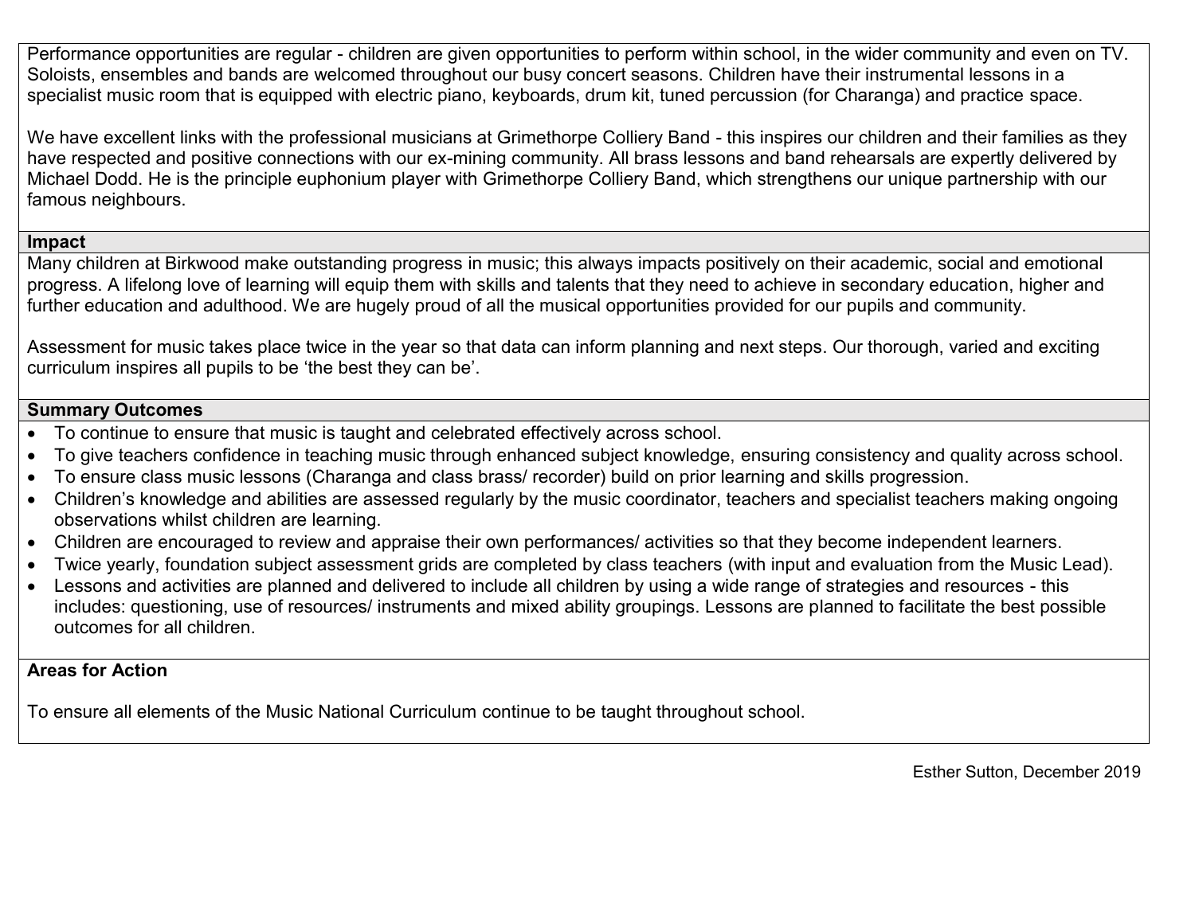Performance opportunities are regular - children are given opportunities to perform within school, in the wider community and even on TV. Soloists, ensembles and bands are welcomed throughout our busy concert seasons. Children have their instrumental lessons in a specialist music room that is equipped with electric piano, keyboards, drum kit, tuned percussion (for Charanga) and practice space.

We have excellent links with the professional musicians at Grimethorpe Colliery Band - this inspires our children and their families as they have respected and positive connections with our ex-mining community. All brass lessons and band rehearsals are expertly delivered by Michael Dodd. He is the principle euphonium player with Grimethorpe Colliery Band, which strengthens our unique partnership with our famous neighbours.

## Impact

Many children at Birkwood make outstanding progress in music; this always impacts positively on their academic, social and emotional progress. A lifelong love of learning will equip them with skills and talents that they need to achieve in secondary education, higher and further education and adulthood. We are hugely proud of all the musical opportunities provided for our pupils and community.

Assessment for music takes place twice in the year so that data can inform planning and next steps. Our thorough, varied and exciting curriculum inspires all pupils to be 'the best they can be'.

## Summary Outcomes

- To continue to ensure that music is taught and celebrated effectively across school.
- To give teachers confidence in teaching music through enhanced subject knowledge, ensuring consistency and quality across school.
- To ensure class music lessons (Charanga and class brass/ recorder) build on prior learning and skills progression.
- Children's knowledge and abilities are assessed regularly by the music coordinator, teachers and specialist teachers making ongoing observations whilst children are learning.
- Children are encouraged to review and appraise their own performances/ activities so that they become independent learners.
- Twice yearly, foundation subject assessment grids are completed by class teachers (with input and evaluation from the Music Lead).
- Lessons and activities are planned and delivered to include all children by using a wide range of strategies and resources - this includes: questioning, use of resources/ instruments and mixed ability groupings. Lessons are planned to facilitate the best possible outcomes for all children.

## Areas for Action

To ensure all elements of the Music National Curriculum continue to be taught throughout school.

Esther Sutton, December 2019